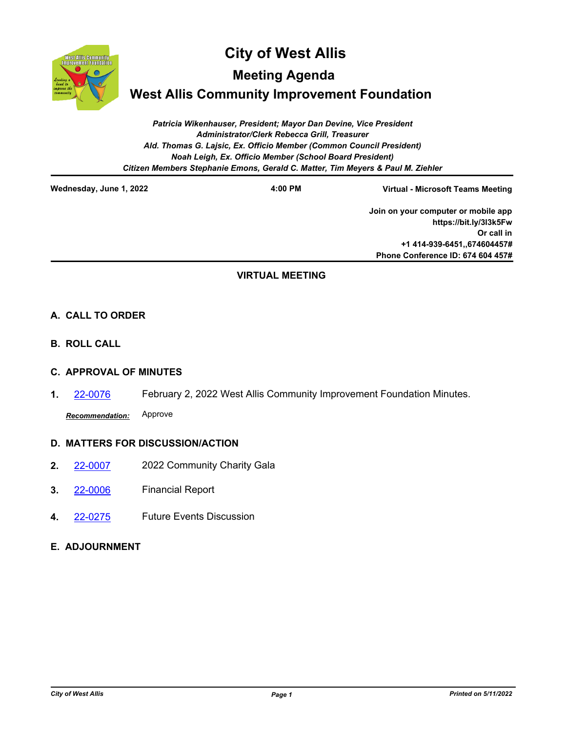# City of West Allis

## Meeting Agenda

## West Allis Community Improvement Foundation

*Patricia Wikenhauser, President; Mayor Dan Devine, Vice President*
*Administrator/Clerk Rebecca Grill, Treasurer*
*Ald. Thomas G. Lajsic, Ex. Officio Member (Common Council President)*
*Noah Leigh, Ex. Officio Member (School Board President)*
*Citizen Members Stephanie Emons, Gerald C. Matter, Tim Meyers & Paul M. Ziehler*

---

**Wednesday, June 1, 2022** **4:00 PM** **Virtual - Microsoft Teams Meeting**

**Join on your computer or mobile app**
**https://bit.ly/3l3k5Fw**
**Or call in**
**+1 414-939-6451,,674604457#**
**Phone Conference ID: 674 604 457#**

---

**VIRTUAL MEETING**

### A. CALL TO ORDER

### B. ROLL CALL

### C. APPROVAL OF MINUTES

1. 22-0076 February 2, 2022 West Allis Community Improvement Foundation Minutes.

   ***Recommendation:*** Approve

### D. MATTERS FOR DISCUSSION/ACTION

2. 22-0007 2022 Community Charity Gala

3. 22-0006 Financial Report

4. 22-0275 Future Events Discussion

### E. ADJOURNMENT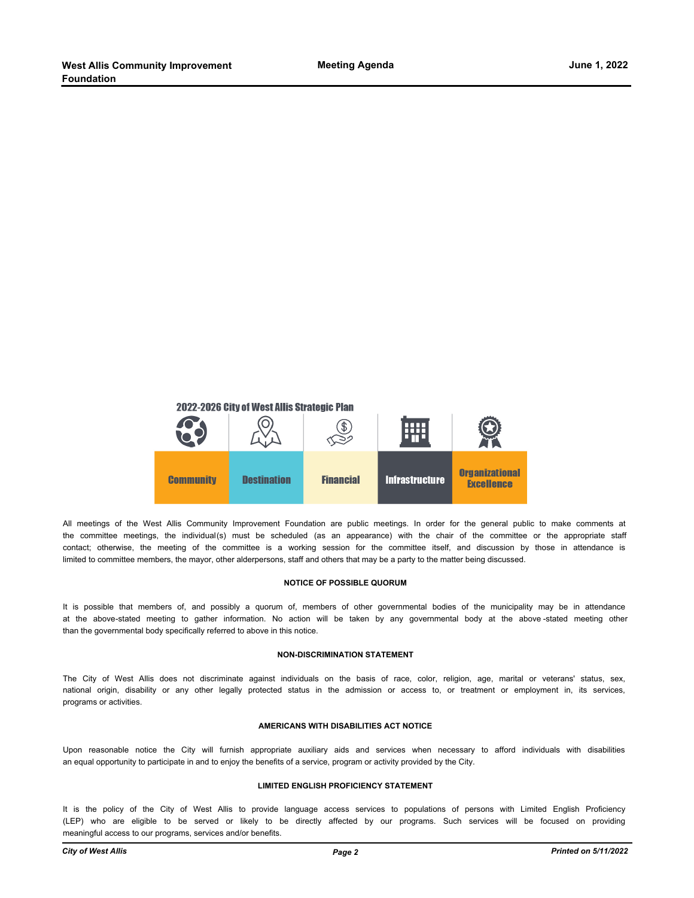2022-2026 City of West Allis Strategic Plan

Community

Destination

Financial

Infrastructure

Organizational Excellence

All meetings of the West Allis Community Improvement Foundation are public meetings. In order for the general public to make comments at the committee meetings, the individual(s) must be scheduled (as an appearance) with the chair of the committee or the appropriate staff contact; otherwise, the meeting of the committee is a working session for the committee itself, and discussion by those in attendance is limited to committee members, the mayor, other alderpersons, staff and others that may be a party to the matter being discussed.

**NOTICE OF POSSIBLE QUORUM**

It is possible that members of, and possibly a quorum of, members of other governmental bodies of the municipality may be in attendance at the above-stated meeting to gather information. No action will be taken by any governmental body at the above-stated meeting other than the governmental body specifically referred to above in this notice.

**NON-DISCRIMINATION STATEMENT**

The City of West Allis does not discriminate against individuals on the basis of race, color, religion, age, marital or veterans' status, sex, national origin, disability or any other legally protected status in the admission or access to, or treatment or employment in, its services, programs or activities.

**AMERICANS WITH DISABILITIES ACT NOTICE**

Upon reasonable notice the City will furnish appropriate auxiliary aids and services when necessary to afford individuals with disabilities an equal opportunity to participate in and to enjoy the benefits of a service, program or activity provided by the City.

**LIMITED ENGLISH PROFICIENCY STATEMENT**

It is the policy of the City of West Allis to provide language access services to populations of persons with Limited English Proficiency (LEP) who are eligible to be served or likely to be directly affected by our programs. Such services will be focused on providing meaningful access to our programs, services and/or benefits.